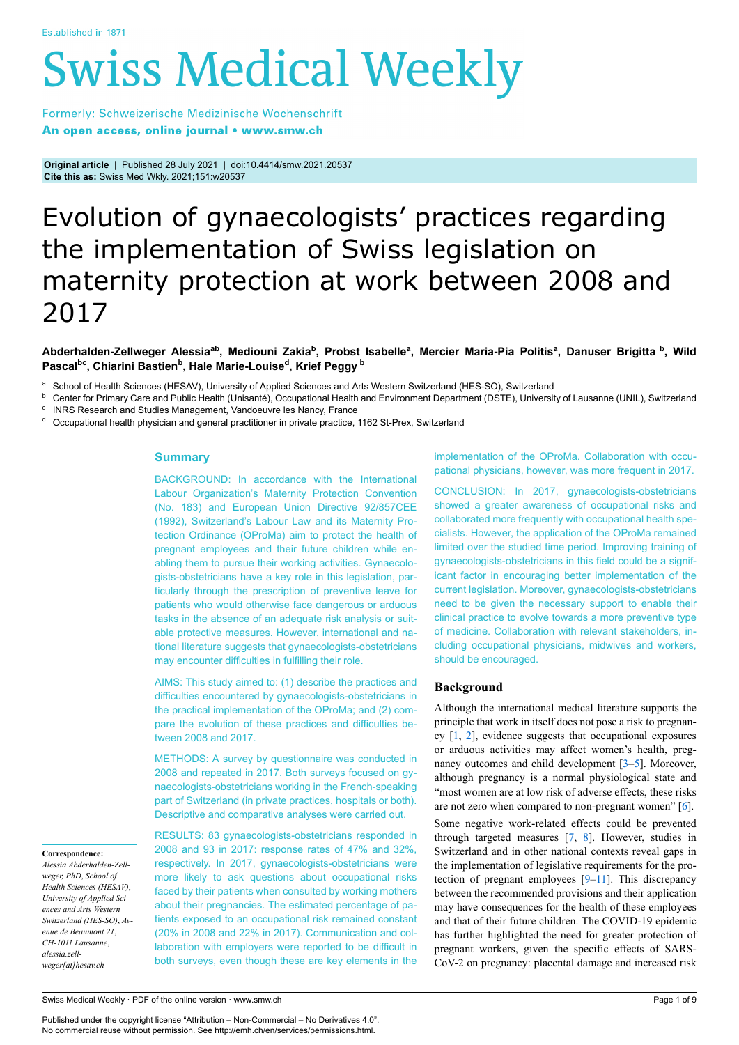Established in 1871

# Swiss Medical Weekly

Formerly: Schweizerische Medizinische Wochenschrift

**An open access, online journal • www.smw.ch**

**Original article** | Published 28 July 2021 | doi:10.4414/smw.2021.20537
**Cite this as:** Swiss Med Wkly. 2021;151:w20537

# Evolution of gynaecologists' practices regarding the implementation of Swiss legislation on maternity protection at work between 2008 and 2017

**Abderhalden-Zellweger Alessia[ab], Mediouni Zakia[b], Probst Isabelle[a], Mercier Maria-Pia Politis[a], Danuser Brigitta [b], Wild Pascal[bc], Chiarini Bastien[b], Hale Marie-Louise[d], Krief Peggy [b]**

[a] School of Health Sciences (HESAV), University of Applied Sciences and Arts Western Switzerland (HES-SO), Switzerland
[b] Center for Primary Care and Public Health (Unisanté), Occupational Health and Environment Department (DSTE), University of Lausanne (UNIL), Switzerland
[c] INRS Research and Studies Management, Vandoeuvre les Nancy, France
[d] Occupational health physician and general practitioner in private practice, 1162 St-Prex, Switzerland

## Summary

BACKGROUND: In accordance with the International Labour Organization's Maternity Protection Convention (No. 183) and European Union Directive 92/857CEE (1992), Switzerland's Labour Law and its Maternity Protection Ordinance (OProMa) aim to protect the health of pregnant employees and their future children while enabling them to pursue their working activities. Gynaecologists-obstetricians have a key role in this legislation, particularly through the prescription of preventive leave for patients who would otherwise face dangerous or arduous tasks in the absence of an adequate risk analysis or suitable protective measures. However, international and national literature suggests that gynaecologists-obstetricians may encounter difficulties in fulfilling their role.

AIMS: This study aimed to: (1) describe the practices and difficulties encountered by gynaecologists-obstetricians in the practical implementation of the OProMa; and (2) compare the evolution of these practices and difficulties between 2008 and 2017.

METHODS: A survey by questionnaire was conducted in 2008 and repeated in 2017. Both surveys focused on gynaecologists-obstetricians working in the French-speaking part of Switzerland (in private practices, hospitals or both). Descriptive and comparative analyses were carried out.

RESULTS: 83 gynaecologists-obstetricians responded in 2008 and 93 in 2017: response rates of 47% and 32%, respectively. In 2017, gynaecologists-obstetricians were more likely to ask questions about occupational risks faced by their patients when consulted by working mothers about their pregnancies. The estimated percentage of patients exposed to an occupational risk remained constant (20% in 2008 and 22% in 2017). Communication and collaboration with employers were reported to be difficult in both surveys, even though these are key elements in the implementation of the OProMa. Collaboration with occupational physicians, however, was more frequent in 2017.

CONCLUSION: In 2017, gynaecologists-obstetricians showed a greater awareness of occupational risks and collaborated more frequently with occupational health specialists. However, the application of the OProMa remained limited over the studied time period. Improving training of gynaecologists-obstetricians in this field could be a significant factor in encouraging better implementation of the current legislation. Moreover, gynaecologists-obstetricians need to be given the necessary support to enable their clinical practice to evolve towards a more preventive type of medicine. Collaboration with relevant stakeholders, including occupational physicians, midwives and workers, should be encouraged.

**Correspondence:**
*Alessia Abderhalden-Zellweger, PhD, School of Health Sciences (HESAV), University of Applied Sciences and Arts Western Switzerland (HES-SO), Avenue de Beaumont 21, CH-1011 Lausanne, alessia.zellweger[at]hesav.ch*

## Background

Although the international medical literature supports the principle that work in itself does not pose a risk to pregnancy [1, 2], evidence suggests that occupational exposures or arduous activities may affect women's health, pregnancy outcomes and child development [3–5]. Moreover, although pregnancy is a normal physiological state and "most women are at low risk of adverse effects, these risks are not zero when compared to non-pregnant women" [6].

Some negative work-related effects could be prevented through targeted measures [7, 8]. However, studies in Switzerland and in other national contexts reveal gaps in the implementation of legislative requirements for the protection of pregnant employees [9–11]. This discrepancy between the recommended provisions and their application may have consequences for the health of these employees and that of their future children. The COVID-19 epidemic has further highlighted the need for greater protection of pregnant workers, given the specific effects of SARS-CoV-2 on pregnancy: placental damage and increased risk

Published under the copyright license "Attribution – Non-Commercial – No Derivatives 4.0".
No commercial reuse without permission. See http://emh.ch/en/services/permissions.html.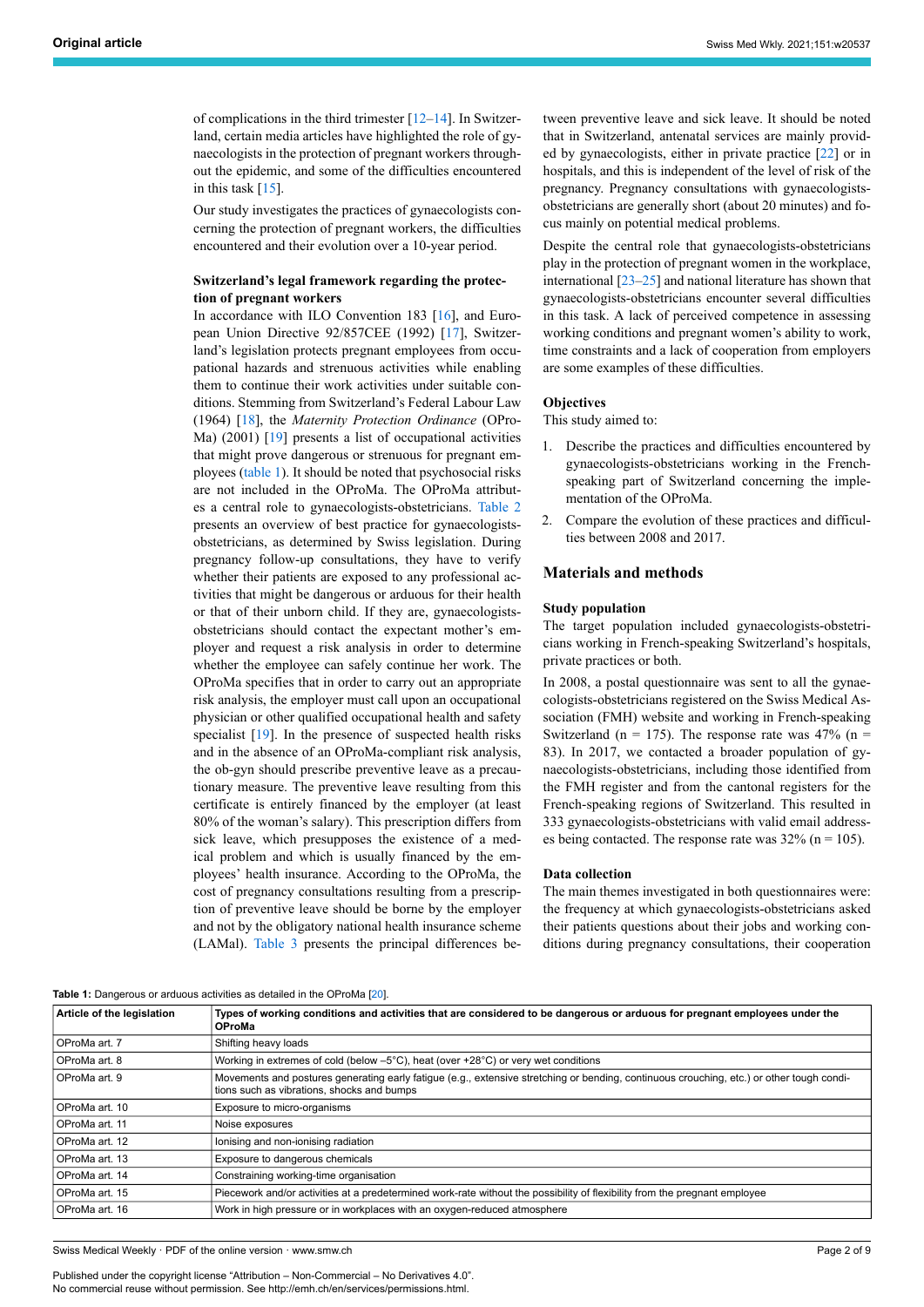of complications in the third trimester [12–14]. In Switzerland, certain media articles have highlighted the role of gynaecologists in the protection of pregnant workers throughout the epidemic, and some of the difficulties encountered in this task [15].

Our study investigates the practices of gynaecologists concerning the protection of pregnant workers, the difficulties encountered and their evolution over a 10-year period.

### Switzerland's legal framework regarding the protection of pregnant workers

In accordance with ILO Convention 183 [16], and European Union Directive 92/857CEE (1992) [17], Switzerland's legislation protects pregnant employees from occupational hazards and strenuous activities while enabling them to continue their work activities under suitable conditions. Stemming from Switzerland's Federal Labour Law (1964) [18], the *Maternity Protection Ordinance* (OProMa) (2001) [19] presents a list of occupational activities that might prove dangerous or strenuous for pregnant employees (table 1). It should be noted that psychosocial risks are not included in the OProMa. The OProMa attributes a central role to gynaecologists-obstetricians. Table 2 presents an overview of best practice for gynaecologists-obstetricians, as determined by Swiss legislation. During pregnancy follow-up consultations, they have to verify whether their patients are exposed to any professional activities that might be dangerous or arduous for their health or that of their unborn child. If they are, gynaecologists-obstetricians should contact the expectant mother's employer and request a risk analysis in order to determine whether the employee can safely continue her work. The OProMa specifies that in order to carry out an appropriate risk analysis, the employer must call upon an occupational physician or other qualified occupational health and safety specialist [19]. In the presence of suspected health risks and in the absence of an OProMa-compliant risk analysis, the ob-gyn should prescribe preventive leave as a precautionary measure. The preventive leave resulting from this certificate is entirely financed by the employer (at least 80% of the woman's salary). This prescription differs from sick leave, which presupposes the existence of a medical problem and which is usually financed by the employees' health insurance. According to the OProMa, the cost of pregnancy consultations resulting from a prescription of preventive leave should be borne by the employer and not by the obligatory national health insurance scheme (LAMal). Table 3 presents the principal differences between preventive leave and sick leave. It should be noted that in Switzerland, antenatal services are mainly provided by gynaecologists, either in private practice [22] or in hospitals, and this is independent of the level of risk of the pregnancy. Pregnancy consultations with gynaecologists-obstetricians are generally short (about 20 minutes) and focus mainly on potential medical problems.

Despite the central role that gynaecologists-obstetricians play in the protection of pregnant women in the workplace, international [23–25] and national literature has shown that gynaecologists-obstetricians encounter several difficulties in this task. A lack of perceived competence in assessing working conditions and pregnant women's ability to work, time constraints and a lack of cooperation from employers are some examples of these difficulties.

### Objectives

This study aimed to:

1. Describe the practices and difficulties encountered by gynaecologists-obstetricians working in the French-speaking part of Switzerland concerning the implementation of the OProMa.
2. Compare the evolution of these practices and difficulties between 2008 and 2017.

## Materials and methods

### Study population

The target population included gynaecologists-obstetricians working in French-speaking Switzerland's hospitals, private practices or both.

In 2008, a postal questionnaire was sent to all the gynaecologists-obstetricians registered on the Swiss Medical Association (FMH) website and working in French-speaking Switzerland (n = 175). The response rate was 47% (n = 83). In 2017, we contacted a broader population of gynaecologists-obstetricians, including those identified from the FMH register and from the cantonal registers for the French-speaking regions of Switzerland. This resulted in 333 gynaecologists-obstetricians with valid email addresses being contacted. The response rate was 32% (n = 105).

### Data collection

The main themes investigated in both questionnaires were: the frequency at which gynaecologists-obstetricians asked their patients questions about their jobs and working conditions during pregnancy consultations, their cooperation

**Table 1:** Dangerous or arduous activities as detailed in the OProMa [20].

| Article of the legislation | Types of working conditions and activities that are considered to be dangerous or arduous for pregnant employees under the OProMa |
|---|---|
| OProMa art. 7 | Shifting heavy loads |
| OProMa art. 8 | Working in extremes of cold (below –5°C), heat (over +28°C) or very wet conditions |
| OProMa art. 9 | Movements and postures generating early fatigue (e.g., extensive stretching or bending, continuous crouching, etc.) or other tough conditions such as vibrations, shocks and bumps |
| OProMa art. 10 | Exposure to micro-organisms |
| OProMa art. 11 | Noise exposures |
| OProMa art. 12 | Ionising and non-ionising radiation |
| OProMa art. 13 | Exposure to dangerous chemicals |
| OProMa art. 14 | Constraining working-time organisation |
| OProMa art. 15 | Piecework and/or activities at a predetermined work-rate without the possibility of flexibility from the pregnant employee |
| OProMa art. 16 | Work in high pressure or in workplaces with an oxygen-reduced atmosphere |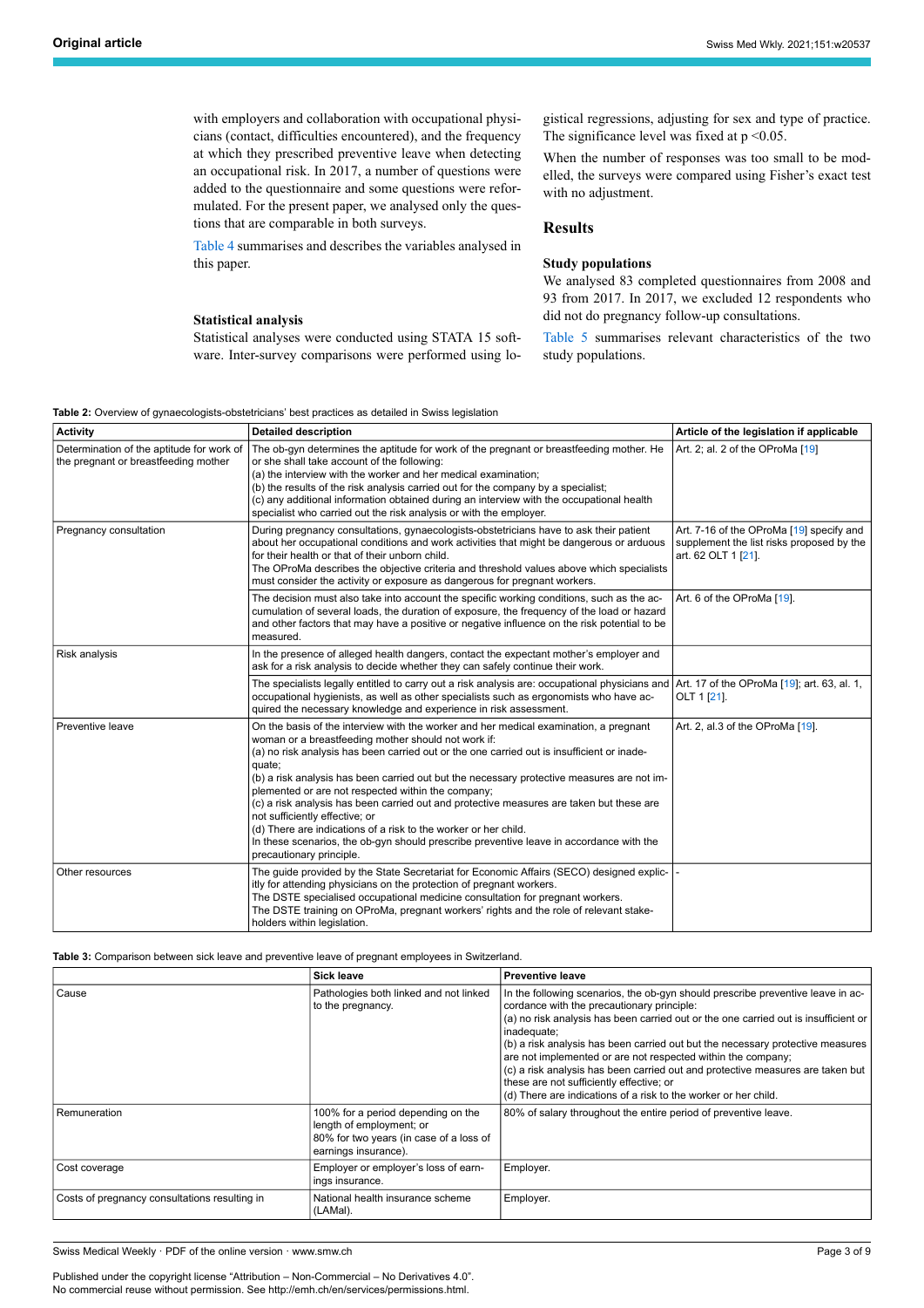with employers and collaboration with occupational physicians (contact, difficulties encountered), and the frequency at which they prescribed preventive leave when detecting an occupational risk. In 2017, a number of questions were added to the questionnaire and some questions were reformulated. For the present paper, we analysed only the questions that are comparable in both surveys.

Table 4 summarises and describes the variables analysed in this paper.

### Statistical analysis

Statistical analyses were conducted using STATA 15 software. Inter-survey comparisons were performed using logistical regressions, adjusting for sex and type of practice. The significance level was fixed at $p < 0.05$.

When the number of responses was too small to be modelled, the surveys were compared using Fisher's exact test with no adjustment.

## Results

### Study populations

We analysed 83 completed questionnaires from 2008 and 93 from 2017. In 2017, we excluded 12 respondents who did not do pregnancy follow-up consultations.

Table 5 summarises relevant characteristics of the two study populations.

**Table 2:** Overview of gynaecologists-obstetricians' best practices as detailed in Swiss legislation

| Activity | Detailed description | Article of the legislation if applicable |
|---|---|---|
| Determination of the aptitude for work of the pregnant or breastfeeding mother | The ob-gyn determines the aptitude for work of the pregnant or breastfeeding mother. He or she shall take account of the following:<br>(a) the interview with the worker and her medical examination;<br>(b) the results of the risk analysis carried out for the company by a specialist;<br>(c) any additional information obtained during an interview with the occupational health specialist who carried out the risk analysis or with the employer. | Art. 2; al. 2 of the OProMa [19] |
| Pregnancy consultation | During pregnancy consultations, gynaecologists-obstetricians have to ask their patient about her occupational conditions and work activities that might be dangerous or arduous for their health or that of their unborn child.<br>The OProMa describes the objective criteria and threshold values above which specialists must consider the activity or exposure as dangerous for pregnant workers. | Art. 7-16 of the OProMa [19] specify and supplement the list risks proposed by the art. 62 OLT 1 [21]. |
| | The decision must also take into account the specific working conditions, such as the accumulation of several loads, the duration of exposure, the frequency of the load or hazard and other factors that may have a positive or negative influence on the risk potential to be measured. | Art. 6 of the OProMa [19]. |
| Risk analysis | In the presence of alleged health dangers, contact the expectant mother's employer and ask for a risk analysis to decide whether they can safely continue their work. | |
| | The specialists legally entitled to carry out a risk analysis are: occupational physicians and occupational hygienists, as well as other specialists such as ergonomists who have acquired the necessary knowledge and experience in risk assessment. | Art. 17 of the OProMa [19]; art. 63, al. 1, OLT 1 [21]. |
| Preventive leave | On the basis of the interview with the worker and her medical examination, a pregnant woman or a breastfeeding mother should not work if:<br>(a) no risk analysis has been carried out or the one carried out is insufficient or inadequate;<br>(b) a risk analysis has been carried out but the necessary protective measures are not implemented or are not respected within the company;<br>(c) a risk analysis has been carried out and protective measures are taken but these are not sufficiently effective; or<br>(d) There are indications of a risk to the worker or her child.<br>In these scenarios, the ob-gyn should prescribe preventive leave in accordance with the precautionary principle. | Art. 2, al.3 of the OProMa [19]. |
| Other resources | The guide provided by the State Secretariat for Economic Affairs (SECO) designed explicitly for attending physicians on the protection of pregnant workers.<br>The DSTE specialised occupational medicine consultation for pregnant workers.<br>The DSTE training on OProMa, pregnant workers' rights and the role of relevant stakeholders within legislation. | - |

**Table 3:** Comparison between sick leave and preventive leave of pregnant employees in Switzerland.

| | Sick leave | Preventive leave |
|---|---|---|
| Cause | Pathologies both linked and not linked to the pregnancy. | In the following scenarios, the ob-gyn should prescribe preventive leave in accordance with the precautionary principle:<br>(a) no risk analysis has been carried out or the one carried out is insufficient or inadequate;<br>(b) a risk analysis has been carried out but the necessary protective measures are not implemented or are not respected within the company;<br>(c) a risk analysis has been carried out and protective measures are taken but these are not sufficiently effective; or<br>(d) There are indications of a risk to the worker or her child. |
| Remuneration | 100% for a period depending on the length of employment; or<br>80% for two years (in case of a loss of earnings insurance). | 80% of salary throughout the entire period of preventive leave. |
| Cost coverage | Employer or employer's loss of earnings insurance. | Employer. |
| Costs of pregnancy consultations resulting in | National health insurance scheme (LAMal). | Employer. |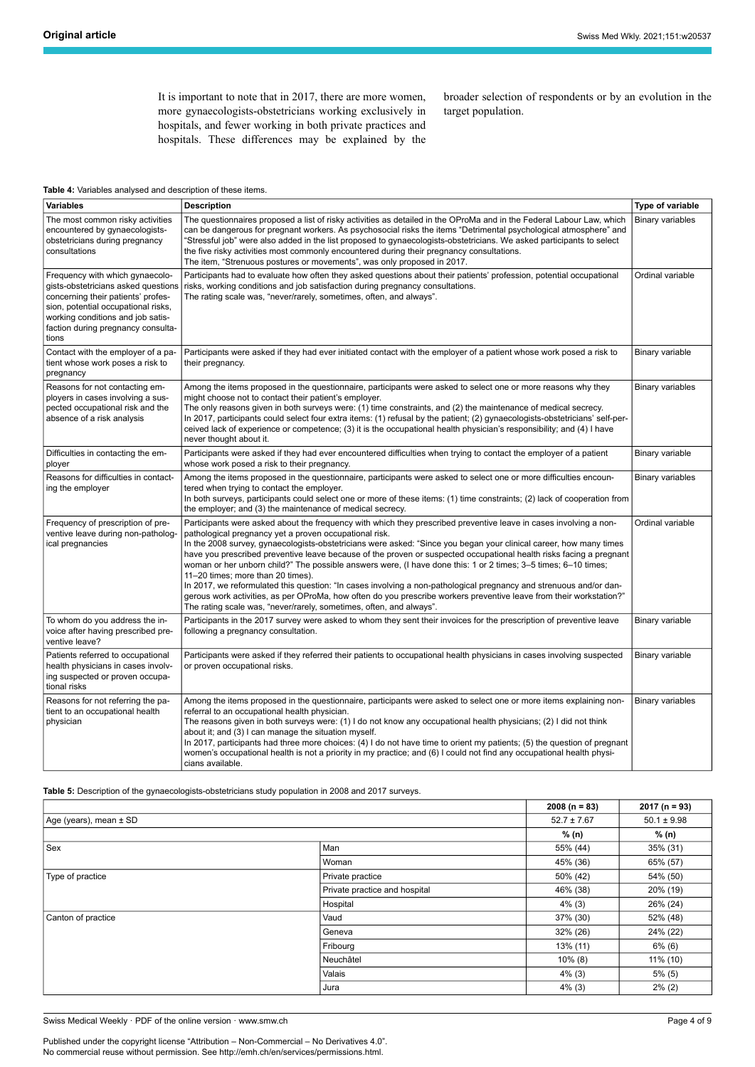It is important to note that in 2017, there are more women, more gynaecologists-obstetricians working exclusively in hospitals, and fewer working in both private practices and hospitals. These differences may be explained by the broader selection of respondents or by an evolution in the target population.

**Table 4:** Variables analysed and description of these items.

| Variables | Description | Type of variable |
|---|---|---|
| The most common risky activities encountered by gynaecologists-obstetricians during pregnancy consultations | The questionnaires proposed a list of risky activities as detailed in the OProMa and in the Federal Labour Law, which can be dangerous for pregnant workers. As psychosocial risks the items "Detrimental psychological atmosphere" and "Stressful job" were also added in the list proposed to gynaecologists-obstetricians. We asked participants to select the five risky activities most commonly encountered during their pregnancy consultations.<br>The item, "Strenuous postures or movements", was only proposed in 2017. | Binary variables |
| Frequency with which gynaecologists-obstetricians asked questions concerning their patients' profession, potential occupational risks, working conditions and job satisfaction during pregnancy consultations | Participants had to evaluate how often they asked questions about their patients' profession, potential occupational risks, working conditions and job satisfaction during pregnancy consultations.<br>The rating scale was, "never/rarely, sometimes, often, and always". | Ordinal variable |
| Contact with the employer of a patient whose work poses a risk to pregnancy | Participants were asked if they had ever initiated contact with the employer of a patient whose work posed a risk to their pregnancy. | Binary variable |
| Reasons for not contacting employers in cases involving a suspected occupational risk and the absence of a risk analysis | Among the items proposed in the questionnaire, participants were asked to select one or more reasons why they might choose not to contact their patient's employer.<br>The only reasons given in both surveys were: (1) time constraints, and (2) the maintenance of medical secrecy.<br>In 2017, participants could select four extra items: (1) refusal by the patient; (2) gynaecologists-obstetricians' self-perceived lack of experience or competence; (3) it is the occupational health physician's responsibility; and (4) I have never thought about it. | Binary variables |
| Difficulties in contacting the employer | Participants were asked if they had ever encountered difficulties when trying to contact the employer of a patient whose work posed a risk to their pregnancy. | Binary variable |
| Reasons for difficulties in contacting the employer | Among the items proposed in the questionnaire, participants were asked to select one or more difficulties encountered when trying to contact the employer.<br>In both surveys, participants could select one or more of these items: (1) time constraints; (2) lack of cooperation from the employer; and (3) the maintenance of medical secrecy. | Binary variables |
| Frequency of prescription of preventive leave during non-pathological pregnancies | Participants were asked about the frequency with which they prescribed preventive leave in cases involving a non-pathological pregnancy yet a proven occupational risk.<br>In the 2008 survey, gynaecologists-obstetricians were asked: "Since you began your clinical career, how many times have you prescribed preventive leave because of the proven or suspected occupational health risks facing a pregnant woman or her unborn child?" The possible answers were, (I have done this: 1 or 2 times; 3–5 times; 6–10 times; 11–20 times; more than 20 times).<br>In 2017, we reformulated this question: "In cases involving a non-pathological pregnancy and strenuous and/or dangerous work activities, as per OProMa, how often do you prescribe workers preventive leave from their workstation?"<br>The rating scale was, "never/rarely, sometimes, often, and always". | Ordinal variable |
| To whom do you address the invoice after having prescribed preventive leave? | Participants in the 2017 survey were asked to whom they sent their invoices for the prescription of preventive leave following a pregnancy consultation. | Binary variable |
| Patients referred to occupational health physicians in cases involving suspected or proven occupational risks | Participants were asked if they referred their patients to occupational health physicians in cases involving suspected or proven occupational risks. | Binary variable |
| Reasons for not referring the patient to an occupational health physician | Among the items proposed in the questionnaire, participants were asked to select one or more items explaining non-referral to an occupational health physician.<br>The reasons given in both surveys were: (1) I do not know any occupational health physicians; (2) I did not think about it; and (3) I can manage the situation myself.<br>In 2017, participants had three more choices: (4) I do not have time to orient my patients; (5) the question of pregnant women's occupational health is not a priority in my practice; and (6) I could not find any occupational health physicians available. | Binary variables |

**Table 5:** Description of the gynaecologists-obstetricians study population in 2008 and 2017 surveys.

| | | 2008 (n = 83) | 2017 (n = 93) |
|---|---|---|---|
| Age (years), mean ± SD | | 52.7 ± 7.67 | 50.1 ± 9.98 |
| | | % (n) | % (n) |
| Sex | Man | 55% (44) | 35% (31) |
| | Woman | 45% (36) | 65% (57) |
| Type of practice | Private practice | 50% (42) | 54% (50) |
| | Private practice and hospital | 46% (38) | 20% (19) |
| | Hospital | 4% (3) | 26% (24) |
| Canton of practice | Vaud | 37% (30) | 52% (48) |
| | Geneva | 32% (26) | 24% (22) |
| | Fribourg | 13% (11) | 6% (6) |
| | Neuchâtel | 10% (8) | 11% (10) |
| | Valais | 4% (3) | 5% (5) |
| | Jura | 4% (3) | 2% (2) |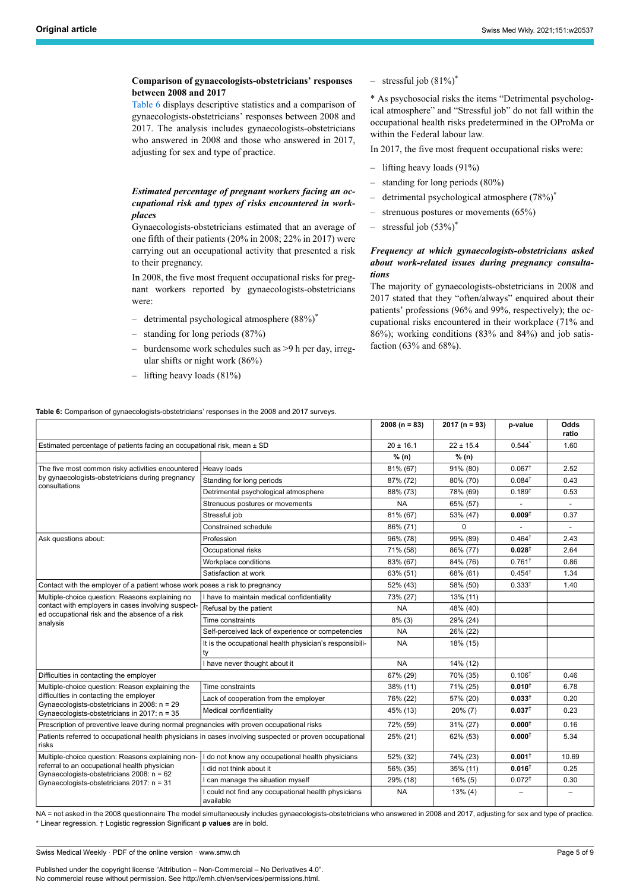**Comparison of gynaecologists-obstetricians' responses between 2008 and 2017**

Table 6 displays descriptive statistics and a comparison of gynaecologists-obstetricians' responses between 2008 and 2017. The analysis includes gynaecologists-obstetricians who answered in 2008 and those who answered in 2017, adjusting for sex and type of practice.

***Estimated percentage of pregnant workers facing an occupational risk and types of risks encountered in workplaces***

Gynaecologists-obstetricians estimated that an average of one fifth of their patients (20% in 2008; 22% in 2017) were carrying out an occupational activity that presented a risk to their pregnancy.

In 2008, the five most frequent occupational risks for pregnant workers reported by gynaecologists-obstetricians were:

- detrimental psychological atmosphere (88%)*
- standing for long periods (87%)
- burdensome work schedules such as >9 h per day, irregular shifts or night work (86%)
- lifting heavy loads (81%)
- stressful job (81%)*

* As psychosocial risks the items "Detrimental psychological atmosphere" and "Stressful job" do not fall within the occupational health risks predetermined in the OProMa or within the Federal labour law.

In 2017, the five most frequent occupational risks were:

- lifting heavy loads (91%)
- standing for long periods (80%)
- detrimental psychological atmosphere (78%)*
- strenuous postures or movements (65%)
- stressful job (53%)*

***Frequency at which gynaecologists-obstetricians asked about work-related issues during pregnancy consultations***

The majority of gynaecologists-obstetricians in 2008 and 2017 stated that they "often/always" enquired about their patients' professions (96% and 99%, respectively); the occupational risks encountered in their workplace (71% and 86%); working conditions (83% and 84%) and job satisfaction (63% and 68%).

**Table 6:** Comparison of gynaecologists-obstetricians' responses in the 2008 and 2017 surveys.

| | | 2008 (n = 83) | 2017 (n = 93) | p-value | Odds ratio |
|---|---|---|---|---|---|
| Estimated percentage of patients facing an occupational risk, mean ± SD | | 20 ± 16.1 | 22 ± 15.4 | 0.544* | 1.60 |
| | | % (n) | % (n) | | |
| The five most common risky activities encountered by gynaecologists-obstetricians during pregnancy consultations | Heavy loads | 81% (67) | 91% (80) | 0.067† | 2.52 |
| | Standing for long periods | 87% (72) | 80% (70) | 0.084† | 0.43 |
| | Detrimental psychological atmosphere | 88% (73) | 78% (69) | 0.189† | 0.53 |
| | Strenuous postures or movements | NA | 65% (57) | - | - |
| | Stressful job | 81% (67) | 53% (47) | **0.009†** | 0.37 |
| | Constrained schedule | 86% (71) | 0 | - | - |
| Ask questions about: | Profession | 96% (78) | 99% (89) | 0.464† | 2.43 |
| | Occupational risks | 71% (58) | 86% (77) | **0.028†** | 2.64 |
| | Workplace conditions | 83% (67) | 84% (76) | 0.761† | 0.86 |
| | Satisfaction at work | 63% (51) | 68% (61) | 0.454† | 1.34 |
| Contact with the employer of a patient whose work poses a risk to pregnancy | | 52% (43) | 58% (50) | 0.333† | 1.40 |
| Multiple-choice question: Reasons explaining no contact with employers in cases involving suspected occupational risk and the absence of a risk analysis | I have to maintain medical confidentiality | 73% (27) | 13% (11) | | |
| | Refusal by the patient | NA | 48% (40) | | |
| | Time constraints | 8% (3) | 29% (24) | | |
| | Self-perceived lack of experience or competencies | NA | 26% (22) | | |
| | It is the occupational health physician's responsibility | NA | 18% (15) | | |
| | I have never thought about it | NA | 14% (12) | | |
| Difficulties in contacting the employer | | 67% (29) | 70% (35) | 0.106† | 0.46 |
| Multiple-choice question: Reason explaining the difficulties in contacting the employer Gynaecologists-obstetricians in 2008: n = 29 Gynaecologists-obstetricians in 2017: n = 35 | Time constraints | 38% (11) | 71% (25) | **0.010†** | 6.78 |
| | Lack of cooperation from the employer | 76% (22) | 57% (20) | **0.033†** | 0.20 |
| | Medical confidentiality | 45% (13) | 20% (7) | **0.037†** | 0.23 |
| Prescription of preventive leave during normal pregnancies with proven occupational risks | | 72% (59) | 31% (27) | **0.000†** | 0.16 |
| Patients referred to occupational health physicians in cases involving suspected or proven occupational risks | | 25% (21) | 62% (53) | **0.000†** | 5.34 |
| Multiple-choice question: Reasons explaining non-referral to an occupational health physician Gynaecologists-obstetricians 2008: n = 62 Gynaecologists-obstetricians 2017: n = 31 | I do not know any occupational health physicians | 52% (32) | 74% (23) | **0.001†** | 10.69 |
| | I did not think about it | 56% (35) | 35% (11) | **0.016†** | 0.25 |
| | I can manage the situation myself | 29% (18) | 16% (5) | 0.072† | 0.30 |
| | I could not find any occupational health physicians available | NA | 13% (4) | – | – |

NA = not asked in the 2008 questionnaire The model simultaneously includes gynaecologists-obstetricians who answered in 2008 and 2017, adjusting for sex and type of practice.
* Linear regression. † Logistic regression Significant **p values** are in bold.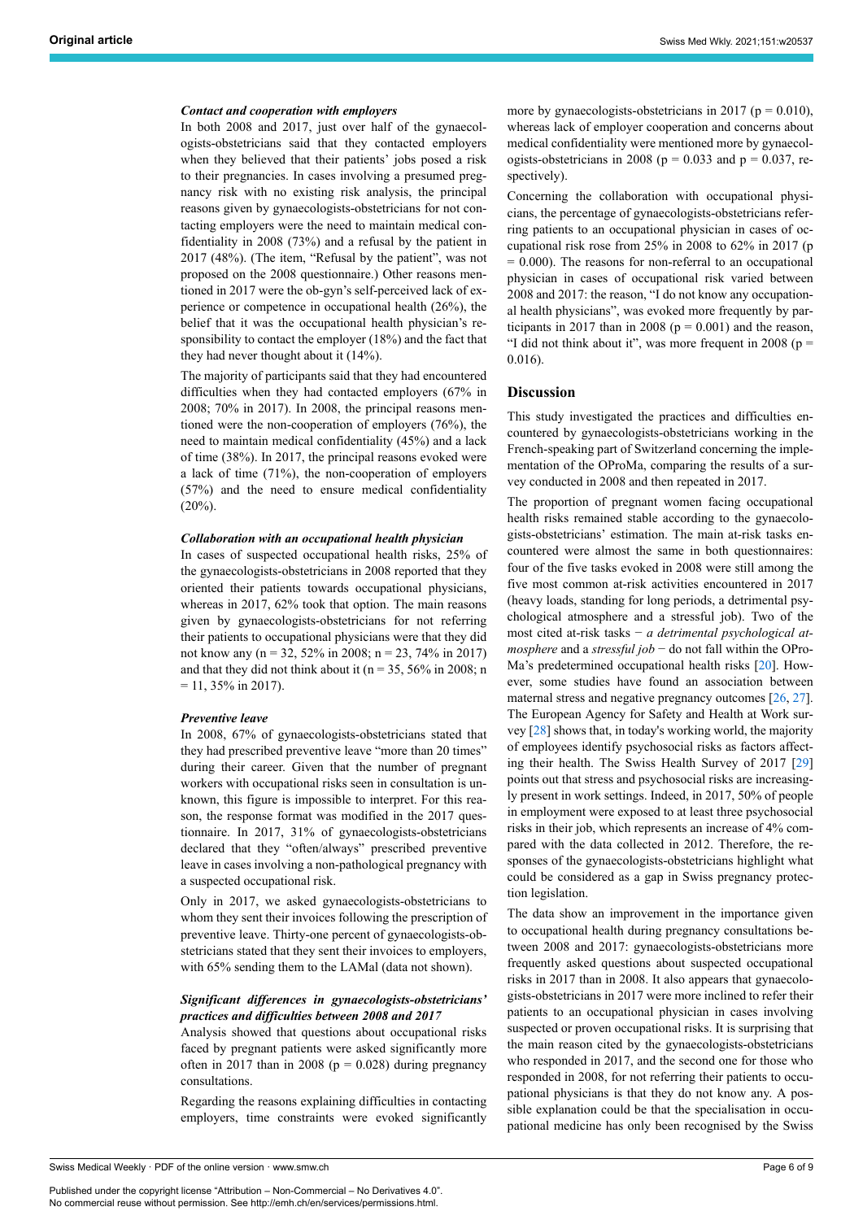#### *Contact and cooperation with employers*

In both 2008 and 2017, just over half of the gynaecologists-obstetricians said that they contacted employers when they believed that their patients' jobs posed a risk to their pregnancies. In cases involving a presumed pregnancy risk with no existing risk analysis, the principal reasons given by gynaecologists-obstetricians for not contacting employers were the need to maintain medical confidentiality in 2008 (73%) and a refusal by the patient in 2017 (48%). (The item, "Refusal by the patient", was not proposed on the 2008 questionnaire.) Other reasons mentioned in 2017 were the ob-gyn's self-perceived lack of experience or competence in occupational health (26%), the belief that it was the occupational health physician's responsibility to contact the employer (18%) and the fact that they had never thought about it (14%).

The majority of participants said that they had encountered difficulties when they had contacted employers (67% in 2008; 70% in 2017). In 2008, the principal reasons mentioned were the non-cooperation of employers (76%), the need to maintain medical confidentiality (45%) and a lack of time (38%). In 2017, the principal reasons evoked were a lack of time (71%), the non-cooperation of employers (57%) and the need to ensure medical confidentiality (20%).

#### *Collaboration with an occupational health physician*

In cases of suspected occupational health risks, 25% of the gynaecologists-obstetricians in 2008 reported that they oriented their patients towards occupational physicians, whereas in 2017, 62% took that option. The main reasons given by gynaecologists-obstetricians for not referring their patients to occupational physicians were that they did not know any (n = 32, 52% in 2008; n = 23, 74% in 2017) and that they did not think about it (n = 35, 56% in 2008; n = 11, 35% in 2017).

#### *Preventive leave*

In 2008, 67% of gynaecologists-obstetricians stated that they had prescribed preventive leave "more than 20 times" during their career. Given that the number of pregnant workers with occupational risks seen in consultation is unknown, this figure is impossible to interpret. For this reason, the response format was modified in the 2017 questionnaire. In 2017, 31% of gynaecologists-obstetricians declared that they "often/always" prescribed preventive leave in cases involving a non-pathological pregnancy with a suspected occupational risk.

Only in 2017, we asked gynaecologists-obstetricians to whom they sent their invoices following the prescription of preventive leave. Thirty-one percent of gynaecologists-obstetricians stated that they sent their invoices to employers, with 65% sending them to the LAMal (data not shown).

#### *Significant differences in gynaecologists-obstetricians' practices and difficulties between 2008 and 2017*

Analysis showed that questions about occupational risks faced by pregnant patients were asked significantly more often in 2017 than in 2008 ($p = 0.028$) during pregnancy consultations.

Regarding the reasons explaining difficulties in contacting employers, time constraints were evoked significantly more by gynaecologists-obstetricians in 2017 ($p = 0.010$), whereas lack of employer cooperation and concerns about medical confidentiality were mentioned more by gynaecologists-obstetricians in 2008 ($p = 0.033$ and $p = 0.037$, respectively).

Concerning the collaboration with occupational physicians, the percentage of gynaecologists-obstetricians referring patients to an occupational physician in cases of occupational risk rose from 25% in 2008 to 62% in 2017 ($p = 0.000$). The reasons for non-referral to an occupational physician in cases of occupational risk varied between 2008 and 2017: the reason, "I do not know any occupational health physicians", was evoked more frequently by participants in 2017 than in 2008 ($p = 0.001$) and the reason, "I did not think about it", was more frequent in 2008 ($p = 0.016$).

## Discussion

This study investigated the practices and difficulties encountered by gynaecologists-obstetricians working in the French-speaking part of Switzerland concerning the implementation of the OProMa, comparing the results of a survey conducted in 2008 and then repeated in 2017.

The proportion of pregnant women facing occupational health risks remained stable according to the gynaecologists-obstetricians' estimation. The main at-risk tasks encountered were almost the same in both questionnaires: four of the five tasks evoked in 2008 were still among the five most common at-risk activities encountered in 2017 (heavy loads, standing for long periods, a detrimental psychological atmosphere and a stressful job). Two of the most cited at-risk tasks − *a detrimental psychological atmosphere* and a *stressful job* − do not fall within the OProMa's predetermined occupational health risks [20]. However, some studies have found an association between maternal stress and negative pregnancy outcomes [26, 27]. The European Agency for Safety and Health at Work survey [28] shows that, in today's working world, the majority of employees identify psychosocial risks as factors affecting their health. The Swiss Health Survey of 2017 [29] points out that stress and psychosocial risks are increasingly present in work settings. Indeed, in 2017, 50% of people in employment were exposed to at least three psychosocial risks in their job, which represents an increase of 4% compared with the data collected in 2012. Therefore, the responses of the gynaecologists-obstetricians highlight what could be considered as a gap in Swiss pregnancy protection legislation.

The data show an improvement in the importance given to occupational health during pregnancy consultations between 2008 and 2017: gynaecologists-obstetricians more frequently asked questions about suspected occupational risks in 2017 than in 2008. It also appears that gynaecologists-obstetricians in 2017 were more inclined to refer their patients to an occupational physician in cases involving suspected or proven occupational risks. It is surprising that the main reason cited by the gynaecologists-obstetricians who responded in 2017, and the second one for those who responded in 2008, for not referring their patients to occupational physicians is that they do not know any. A possible explanation could be that the specialisation in occupational medicine has only been recognised by the Swiss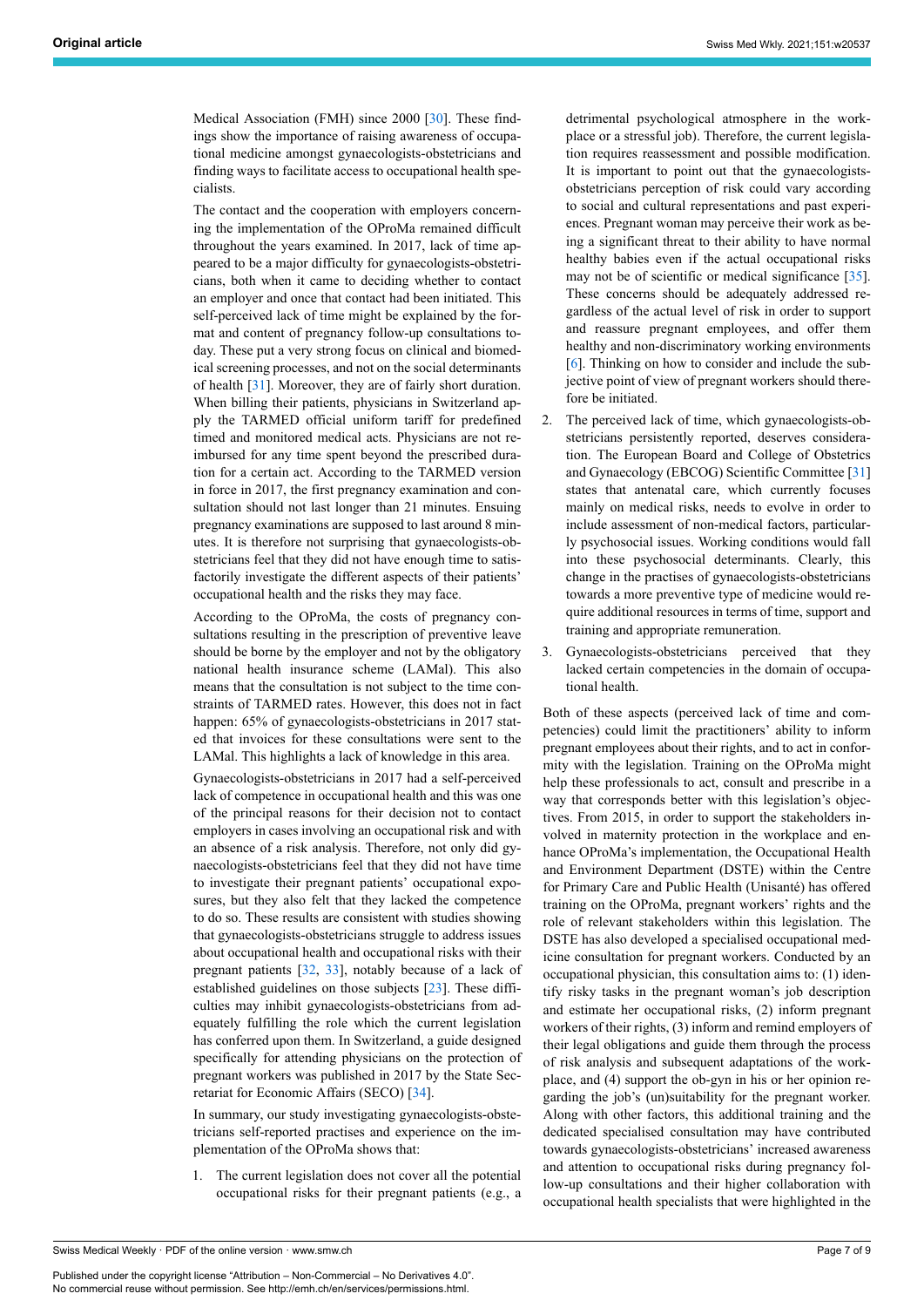Medical Association (FMH) since 2000 [30]. These findings show the importance of raising awareness of occupational medicine amongst gynaecologists-obstetricians and finding ways to facilitate access to occupational health specialists.

The contact and the cooperation with employers concerning the implementation of the OProMa remained difficult throughout the years examined. In 2017, lack of time appeared to be a major difficulty for gynaecologists-obstetricians, both when it came to deciding whether to contact an employer and once that contact had been initiated. This self-perceived lack of time might be explained by the format and content of pregnancy follow-up consultations today. These put a very strong focus on clinical and biomedical screening processes, and not on the social determinants of health [31]. Moreover, they are of fairly short duration. When billing their patients, physicians in Switzerland apply the TARMED official uniform tariff for predefined timed and monitored medical acts. Physicians are not reimbursed for any time spent beyond the prescribed duration for a certain act. According to the TARMED version in force in 2017, the first pregnancy examination and consultation should not last longer than 21 minutes. Ensuing pregnancy examinations are supposed to last around 8 minutes. It is therefore not surprising that gynaecologists-obstetricians feel that they did not have enough time to satisfactorily investigate the different aspects of their patients' occupational health and the risks they may face.

According to the OProMa, the costs of pregnancy consultations resulting in the prescription of preventive leave should be borne by the employer and not by the obligatory national health insurance scheme (LAMal). This also means that the consultation is not subject to the time constraints of TARMED rates. However, this does not in fact happen: 65% of gynaecologists-obstetricians in 2017 stated that invoices for these consultations were sent to the LAMal. This highlights a lack of knowledge in this area.

Gynaecologists-obstetricians in 2017 had a self-perceived lack of competence in occupational health and this was one of the principal reasons for their decision not to contact employers in cases involving an occupational risk and with an absence of a risk analysis. Therefore, not only did gynaecologists-obstetricians feel that they did not have time to investigate their pregnant patients' occupational exposures, but they also felt that they lacked the competence to do so. These results are consistent with studies showing that gynaecologists-obstetricians struggle to address issues about occupational health and occupational risks with their pregnant patients [32, 33], notably because of a lack of established guidelines on those subjects [23]. These difficulties may inhibit gynaecologists-obstetricians from adequately fulfilling the role which the current legislation has conferred upon them. In Switzerland, a guide designed specifically for attending physicians on the protection of pregnant workers was published in 2017 by the State Secretariat for Economic Affairs (SECO) [34].

In summary, our study investigating gynaecologists-obstetricians self-reported practises and experience on the implementation of the OProMa shows that:

1. The current legislation does not cover all the potential occupational risks for their pregnant patients (e.g., a detrimental psychological atmosphere in the workplace or a stressful job). Therefore, the current legislation requires reassessment and possible modification. It is important to point out that the gynaecologists-obstetricians perception of risk could vary according to social and cultural representations and past experiences. Pregnant woman may perceive their work as being a significant threat to their ability to have normal healthy babies even if the actual occupational risks may not be of scientific or medical significance [35]. These concerns should be adequately addressed regardless of the actual level of risk in order to support and reassure pregnant employees, and offer them healthy and non-discriminatory working environments [6]. Thinking on how to consider and include the subjective point of view of pregnant workers should therefore be initiated.
2. The perceived lack of time, which gynaecologists-obstetricians persistently reported, deserves consideration. The European Board and College of Obstetrics and Gynaecology (EBCOG) Scientific Committee [31] states that antenatal care, which currently focuses mainly on medical risks, needs to evolve in order to include assessment of non-medical factors, particularly psychosocial issues. Working conditions would fall into these psychosocial determinants. Clearly, this change in the practises of gynaecologists-obstetricians towards a more preventive type of medicine would require additional resources in terms of time, support and training and appropriate remuneration.
3. Gynaecologists-obstetricians perceived that they lacked certain competencies in the domain of occupational health.

Both of these aspects (perceived lack of time and competencies) could limit the practitioners' ability to inform pregnant employees about their rights, and to act in conformity with the legislation. Training on the OProMa might help these professionals to act, consult and prescribe in a way that corresponds better with this legislation's objectives. From 2015, in order to support the stakeholders involved in maternity protection in the workplace and enhance OProMa's implementation, the Occupational Health and Environment Department (DSTE) within the Centre for Primary Care and Public Health (Unisanté) has offered training on the OProMa, pregnant workers' rights and the role of relevant stakeholders within this legislation. The DSTE has also developed a specialised occupational medicine consultation for pregnant workers. Conducted by an occupational physician, this consultation aims to: (1) identify risky tasks in the pregnant woman's job description and estimate her occupational risks, (2) inform pregnant workers of their rights, (3) inform and remind employers of their legal obligations and guide them through the process of risk analysis and subsequent adaptations of the workplace, and (4) support the ob-gyn in his or her opinion regarding the job's (un)suitability for the pregnant worker. Along with other factors, this additional training and the dedicated specialised consultation may have contributed towards gynaecologists-obstetricians' increased awareness and attention to occupational risks during pregnancy follow-up consultations and their higher collaboration with occupational health specialists that were highlighted in the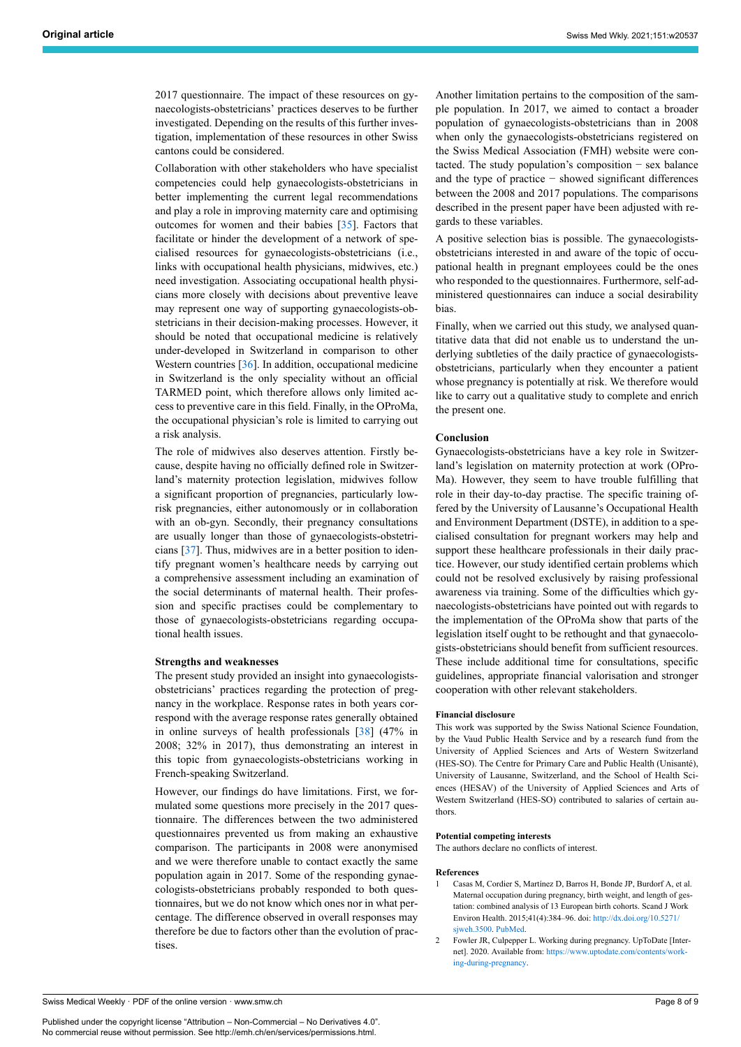2017 questionnaire. The impact of these resources on gynaecologists-obstetricians' practices deserves to be further investigated. Depending on the results of this further investigation, implementation of these resources in other Swiss cantons could be considered.

Collaboration with other stakeholders who have specialist competencies could help gynaecologists-obstetricians in better implementing the current legal recommendations and play a role in improving maternity care and optimising outcomes for women and their babies [35]. Factors that facilitate or hinder the development of a network of specialised resources for gynaecologists-obstetricians (i.e., links with occupational health physicians, midwives, etc.) need investigation. Associating occupational health physicians more closely with decisions about preventive leave may represent one way of supporting gynaecologists-obstetricians in their decision-making processes. However, it should be noted that occupational medicine is relatively under-developed in Switzerland in comparison to other Western countries [36]. In addition, occupational medicine in Switzerland is the only speciality without an official TARMED point, which therefore allows only limited access to preventive care in this field. Finally, in the OProMa, the occupational physician's role is limited to carrying out a risk analysis.

The role of midwives also deserves attention. Firstly because, despite having no officially defined role in Switzerland's maternity protection legislation, midwives follow a significant proportion of pregnancies, particularly low-risk pregnancies, either autonomously or in collaboration with an ob-gyn. Secondly, their pregnancy consultations are usually longer than those of gynaecologists-obstetricians [37]. Thus, midwives are in a better position to identify pregnant women's healthcare needs by carrying out a comprehensive assessment including an examination of the social determinants of maternal health. Their profession and specific practises could be complementary to those of gynaecologists-obstetricians regarding occupational health issues.

### Strengths and weaknesses

The present study provided an insight into gynaecologists-obstetricians' practices regarding the protection of pregnancy in the workplace. Response rates in both years correspond with the average response rates generally obtained in online surveys of health professionals [38] (47% in 2008; 32% in 2017), thus demonstrating an interest in this topic from gynaecologists-obstetricians working in French-speaking Switzerland.

However, our findings do have limitations. First, we formulated some questions more precisely in the 2017 questionnaire. The differences between the two administered questionnaires prevented us from making an exhaustive comparison. The participants in 2008 were anonymised and we were therefore unable to contact exactly the same population again in 2017. Some of the responding gynaecologists-obstetricians probably responded to both questionnaires, but we do not know which ones nor in what percentage. The difference observed in overall responses may therefore be due to factors other than the evolution of practises.

Another limitation pertains to the composition of the sample population. In 2017, we aimed to contact a broader population of gynaecologists-obstetricians than in 2008 when only the gynaecologists-obstetricians registered on the Swiss Medical Association (FMH) website were contacted. The study population's composition − sex balance and the type of practice − showed significant differences between the 2008 and 2017 populations. The comparisons described in the present paper have been adjusted with regards to these variables.

A positive selection bias is possible. The gynaecologists-obstetricians interested in and aware of the topic of occupational health in pregnant employees could be the ones who responded to the questionnaires. Furthermore, self-administered questionnaires can induce a social desirability bias.

Finally, when we carried out this study, we analysed quantitative data that did not enable us to understand the underlying subtleties of the daily practice of gynaecologists-obstetricians, particularly when they encounter a patient whose pregnancy is potentially at risk. We therefore would like to carry out a qualitative study to complete and enrich the present one.

## Conclusion

Gynaecologists-obstetricians have a key role in Switzerland's legislation on maternity protection at work (OProMa). However, they seem to have trouble fulfilling that role in their day-to-day practise. The specific training offered by the University of Lausanne's Occupational Health and Environment Department (DSTE), in addition to a specialised consultation for pregnant workers may help and support these healthcare professionals in their daily practice. However, our study identified certain problems which could not be resolved exclusively by raising professional awareness via training. Some of the difficulties which gynaecologists-obstetricians have pointed out with regards to the implementation of the OProMa show that parts of the legislation itself ought to be rethought and that gynaecologists-obstetricians should benefit from sufficient resources. These include additional time for consultations, specific guidelines, appropriate financial valorisation and stronger cooperation with other relevant stakeholders.

#### Financial disclosure

This work was supported by the Swiss National Science Foundation, by the Vaud Public Health Service and by a research fund from the University of Applied Sciences and Arts of Western Switzerland (HES-SO). The Centre for Primary Care and Public Health (Unisanté), University of Lausanne, Switzerland, and the School of Health Sciences (HESAV) of the University of Applied Sciences and Arts of Western Switzerland (HES-SO) contributed to salaries of certain authors.

#### Potential competing interests

The authors declare no conflicts of interest.

#### References

1. Casas M, Cordier S, Martínez D, Barros H, Bonde JP, Burdorf A, et al. Maternal occupation during pregnancy, birth weight, and length of gestation: combined analysis of 13 European birth cohorts. Scand J Work Environ Health. 2015;41(4):384–96. doi: http://dx.doi.org/10.5271/sjweh.3500. PubMed.
2. Fowler JR, Culpepper L. Working during pregnancy. UpToDate [Internet]. 2020. Available from: https://www.uptodate.com/contents/working-during-pregnancy.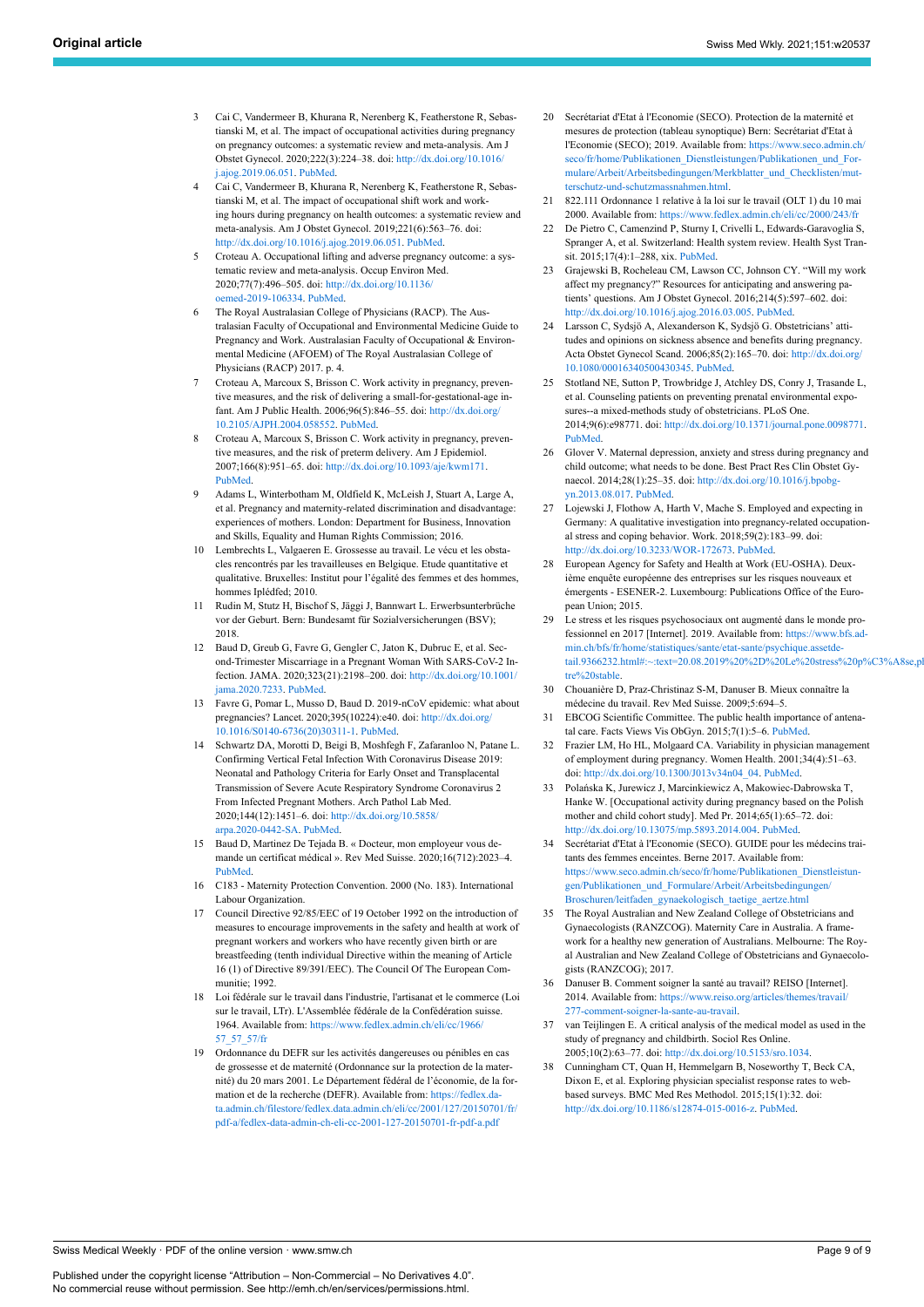3. Cai C, Vandermeer B, Khurana R, Nerenberg K, Featherstone R, Sebastianski M, et al. The impact of occupational activities during pregnancy on pregnancy outcomes: a systematic review and meta-analysis. Am J Obstet Gynecol. 2020;222(3):224–38. doi: http://dx.doi.org/10.1016/j.ajog.2019.06.051. PubMed.
4. Cai C, Vandermeer B, Khurana R, Nerenberg K, Featherstone R, Sebastianski M, et al. The impact of occupational shift work and working hours during pregnancy on health outcomes: a systematic review and meta-analysis. Am J Obstet Gynecol. 2019;221(6):563–76. doi: http://dx.doi.org/10.1016/j.ajog.2019.06.051. PubMed.
5. Croteau A. Occupational lifting and adverse pregnancy outcome: a systematic review and meta-analysis. Occup Environ Med. 2020;77(7):496–505. doi: http://dx.doi.org/10.1136/oemed-2019-106334. PubMed.
6. The Royal Australasian College of Physicians (RACP). The Australasian Faculty of Occupational and Environmental Medicine Guide to Pregnancy and Work. Australasian Faculty of Occupational & Environmental Medicine (AFOEM) of The Royal Australasian College of Physicians (RACP) 2017. p. 4.
7. Croteau A, Marcoux S, Brisson C. Work activity in pregnancy, preventive measures, and the risk of delivering a small-for-gestational-age infant. Am J Public Health. 2006;96(5):846–55. doi: http://dx.doi.org/10.2105/AJPH.2004.058552. PubMed.
8. Croteau A, Marcoux S, Brisson C. Work activity in pregnancy, preventive measures, and the risk of preterm delivery. Am J Epidemiol. 2007;166(8):951–65. doi: http://dx.doi.org/10.1093/aje/kwm171. PubMed.
9. Adams L, Winterbotham M, Oldfield K, McLeish J, Stuart A, Large A, et al. Pregnancy and maternity-related discrimination and disadvantage: experiences of mothers. London: Department for Business, Innovation and Skills, Equality and Human Rights Commission; 2016.
10. Lembrechts L, Valgaeren E. Grossesse au travail. Le vécu et les obstacles rencontrés par les travailleuses en Belgique. Etude quantitative et qualitative. Bruxelles: Institut pour l'égalité des femmes et des hommes, hommes Iplédfed; 2010.
11. Rudin M, Stutz H, Bischof S, Jäggi J, Bannwart L. Erwerbsunterbrüche vor der Geburt. Bern: Bundesamt für Sozialversicherungen (BSV); 2018.
12. Baud D, Greub G, Favre G, Gengler C, Jaton K, Dubruc E, et al. Second-Trimester Miscarriage in a Pregnant Woman With SARS-CoV-2 Infection. JAMA. 2020;323(21):2198–200. doi: http://dx.doi.org/10.1001/jama.2020.7233. PubMed.
13. Favre G, Pomar L, Musso D, Baud D. 2019-nCoV epidemic: what about pregnancies? Lancet. 2020;395(10224):e40. doi: http://dx.doi.org/10.1016/S0140-6736(20)30311-1. PubMed.
14. Schwartz DA, Morotti D, Beigi B, Moshfegh F, Zafaranloo N, Patane L. Confirming Vertical Fetal Infection With Coronavirus Disease 2019: Neonatal and Pathology Criteria for Early Onset and Transplacental Transmission of Severe Acute Respiratory Syndrome Coronavirus 2 From Infected Pregnant Mothers. Arch Pathol Lab Med. 2020;144(12):1451–6. doi: http://dx.doi.org/10.5858/arpa.2020-0442-SA. PubMed.
15. Baud D, Martinez De Tejada B. « Docteur, mon employeur vous demande un certificat médical ». Rev Med Suisse. 2020;16(712):2023–4. PubMed.
16. C183 - Maternity Protection Convention. 2000 (No. 183). International Labour Organization.
17. Council Directive 92/85/EEC of 19 October 1992 on the introduction of measures to encourage improvements in the safety and health at work of pregnant workers and workers who have recently given birth or are breastfeeding (tenth individual Directive within the meaning of Article 16 (1) of Directive 89/391/EEC). The Council Of The European Communitie; 1992.
18. Loi fédérale sur le travail dans l'industrie, l'artisanat et le commerce (Loi sur le travail, LTr). L'Assemblée fédérale de la Confédération suisse. 1964. Available from: https://www.fedlex.admin.ch/eli/cc/1966/57_57_57/fr
19. Ordonnance du DEFR sur les activités dangereuses ou pénibles en cas de grossesse et de maternité (Ordonnance sur la protection de la maternité) du 20 mars 2001. Le Département fédéral de l'économie, de la formation et de la recherche (DEFR). Available from: https://fedlex.data.admin.ch/filestore/fedlex.data.admin.ch/eli/cc/2001/127/20150701/fr/pdf-a/fedlex-data-admin-ch-eli-cc-2001-127-20150701-fr-pdf-a.pdf
20. Secrétariat d'Etat à l'Economie (SECO). Protection de la maternité et mesures de protection (tableau synoptique) Bern: Secrétariat d'Etat à l'Economie (SECO); 2019. Available from: https://www.seco.admin.ch/seco/fr/home/Publikationen_Dienstleistungen/Publikationen_und_Formulare/Arbeit/Arbeitsbedingungen/Merkblatter_und_Checklisten/mutterschutz-und-schutzmassnahmen.html.
21. 822.111 Ordonnance 1 relative à la loi sur le travail (OLT 1) du 10 mai 2000. Available from: https://www.fedlex.admin.ch/eli/cc/2000/243/fr
22. De Pietro C, Camenzind P, Sturny I, Crivelli L, Edwards-Garavoglia S, Spranger A, et al. Switzerland: Health system review. Health Syst Transit. 2015;17(4):1–288, xix. PubMed.
23. Grajewski B, Rocheleau CM, Lawson CC, Johnson CY. "Will my work affect my pregnancy?" Resources for anticipating and answering patients' questions. Am J Obstet Gynecol. 2016;214(5):597–602. doi: http://dx.doi.org/10.1016/j.ajog.2016.03.005. PubMed.
24. Larsson C, Sydsjö A, Alexanderson K, Sydsjö G. Obstetricians' attitudes and opinions on sickness absence and benefits during pregnancy. Acta Obstet Gynecol Scand. 2006;85(2):165–70. doi: http://dx.doi.org/10.1080/00016340500430345. PubMed.
25. Stotland NE, Sutton P, Trowbridge J, Atchley DS, Conry J, Trasande L, et al. Counseling patients on preventing prenatal environmental exposures--a mixed-methods study of obstetricians. PLoS One. 2014;9(6):e98771. doi: http://dx.doi.org/10.1371/journal.pone.0098771. PubMed.
26. Glover V. Maternal depression, anxiety and stress during pregnancy and child outcome; what needs to be done. Best Pract Res Clin Obstet Gynaecol. 2014;28(1):25–35. doi: http://dx.doi.org/10.1016/j.bpobgyn.2013.08.017. PubMed.
27. Lojewski J, Flothow A, Harth V, Mache S. Employed and expecting in Germany: A qualitative investigation into pregnancy-related occupational stress and coping behavior. Work. 2018;59(2):183–99. doi: http://dx.doi.org/10.3233/WOR-172673. PubMed.
28. European Agency for Safety and Health at Work (EU-OSHA). Deuxième enquête européenne des entreprises sur les risques nouveaux et émergents - ESENER-2. Luxembourg: Publications Office of the European Union; 2015.
29. Le stress et les risques psychosociaux ont augmenté dans le monde professionnel en 2017 [Internet]. 2019. Available from: https://www.bfs.admin.ch/bfs/fr/home/statistiques/sante/etat-sante/psychique.assetdetail.9366232.html#:~:text=20.08.2019%20%2D%20Le%20stress%20p%C3%A8se,plus%20en%20plus%20sur%20les%20personnes%20tre%20stable.
30. Chouanière D, Praz-Christinaz S-M, Danuser B. Mieux connaître la médecine du travail. Rev Med Suisse. 2009;5:694–5.
31. EBCOG Scientific Committee. The public health importance of antenatal care. Facts Views Vis ObGyn. 2015;7(1):5–6. PubMed.
32. Frazier LM, Ho HL, Molgaard CA. Variability in physician management of employment during pregnancy. Women Health. 2001;34(4):51–63. doi: http://dx.doi.org/10.1300/J013v34n04_04. PubMed.
33. Polańska K, Jurewicz J, Marcinkiewicz A, Makowiec-Dabrowska T, Hanke W. [Occupational activity during pregnancy based on the Polish mother and child cohort study]. Med Pr. 2014;65(1):65–72. doi: http://dx.doi.org/10.13075/mp.5893.2014.004. PubMed.
34. Secrétariat d'Etat à l'Economie (SECO). GUIDE pour les médecins traitants des femmes enceintes. Berne 2017. Available from: https://www.seco.admin.ch/seco/fr/home/Publikationen_Dienstleistungen/Publikationen_und_Formulare/Arbeit/Arbeitsbedingungen/Broschuren/leitfaden_gynaekologisch_taetige_aertze.html
35. The Royal Australian and New Zealand College of Obstetricians and Gynaecologists (RANZCOG). Maternity Care in Australia. A framework for a healthy new generation of Australians. Melbourne: The Royal Australian and New Zealand College of Obstetricians and Gynaecologists (RANZCOG); 2017.
36. Danuser B. Comment soigner la santé au travail? REISO [Internet]. 2014. Available from: https://www.reiso.org/articles/themes/travail/277-comment-soigner-la-sante-au-travail.
37. van Teijlingen E. A critical analysis of the medical model as used in the study of pregnancy and childbirth. Sociol Res Online. 2005;10(2):63–77. doi: http://dx.doi.org/10.5153/sro.1034.
38. Cunningham CT, Quan H, Hemmelgarn B, Noseworthy T, Beck CA, Dixon E, et al. Exploring physician specialist response rates to web-based surveys. BMC Med Res Methodol. 2015;15(1):32. doi: http://dx.doi.org/10.1186/s12874-015-0016-z. PubMed.

Published under the copyright license "Attribution – Non-Commercial – No Derivatives 4.0".
No commercial reuse without permission. See http://emh.ch/en/services/permissions.html.